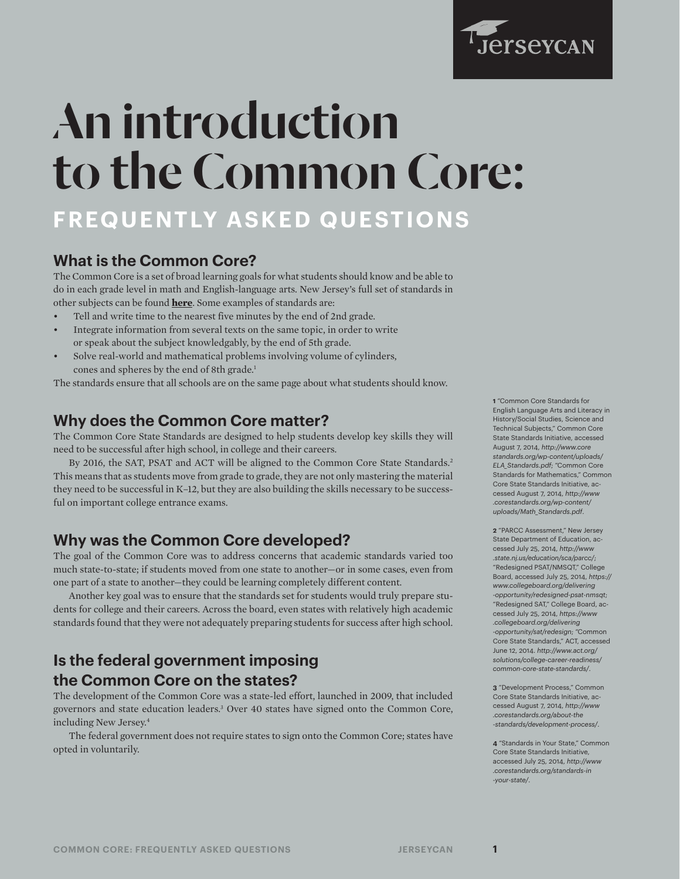# An introduction to the Common Core:

## FREQUENTLY ASKED QUESTIONS

### What is the Common Core?

The Common Core is a set of broad learning goals for what students should know and be able to do in each grade level in math and English-language arts. New Jersey's full set of standards in other subjects can be found **here**. Some examples of standards are:

- Tell and write time to the nearest five minutes by the end of 2nd grade.
- Integrate information from several texts on the same topic, in order to write or speak about the subject knowledgably, by the end of 5th grade.
- Solve real-world and mathematical problems involving volume of cylinders, cones and spheres by the end of 8th grade.[1]

The standards ensure that all schools are on the same page about what students should know.

### Why does the Common Core matter?

The Common Core State Standards are designed to help students develop key skills they will need to be successful after high school, in college and their careers.

By 2016, the SAT, PSAT and ACT will be aligned to the Common Core State Standards.[2] This means that as students move from grade to grade, they are not only mastering the material they need to be successful in K–12, but they are also building the skills necessary to be successful on important college entrance exams.

### Why was the Common Core developed?

The goal of the Common Core was to address concerns that academic standards varied too much state-to-state; if students moved from one state to another—or in some cases, even from one part of a state to another—they could be learning completely different content.

Another key goal was to ensure that the standards set for students would truly prepare students for college and their careers. Across the board, even states with relatively high academic standards found that they were not adequately preparing students for success after high school.

### Is the federal government imposing the Common Core on the states?

The development of the Common Core was a state-led effort, launched in 2009, that included governors and state education leaders.[3] Over 40 states have signed onto the Common Core, including New Jersey.[4]

The federal government does not require states to sign onto the Common Core; states have opted in voluntarily.

---

**1** "Common Core Standards for English Language Arts and Literacy in History/Social Studies, Science and Technical Subjects," Common Core State Standards Initiative, accessed August 7, 2014, *http://www.corestandards.org/wp-content/uploads/ELA_Standards.pdf*; "Common Core Standards for Mathematics," Common Core State Standards Initiative, accessed August 7, 2014, *http://www.corestandards.org/wp-content/uploads/Math_Standards.pdf*.

**2** "PARCC Assessment," New Jersey State Department of Education, accessed July 25, 2014, *http://www.state.nj.us/education/sca/parcc/*; "Redesigned PSAT/NMSQT," College Board, accessed July 25, 2014, *https://www.collegeboard.org/delivering-opportunity/redesigned-psat-nmsqt*; "Redesigned SAT," College Board, accessed July 25, 2014, *https://www.collegeboard.org/delivering-opportunity/sat/redesign*; "Common Core State Standards," ACT, accessed June 12, 2014. *http://www.act.org/solutions/college-career-readiness/common-core-state-standards/*.

**3** "Development Process," Common Core State Standards Initiative, accessed August 7, 2014, *http://www.corestandards.org/about-the-standards/development-process/*.

**4** "Standards in Your State," Common Core State Standards Initiative, accessed July 25, 2014, *http://www.corestandards.org/standards-in-your-state/*.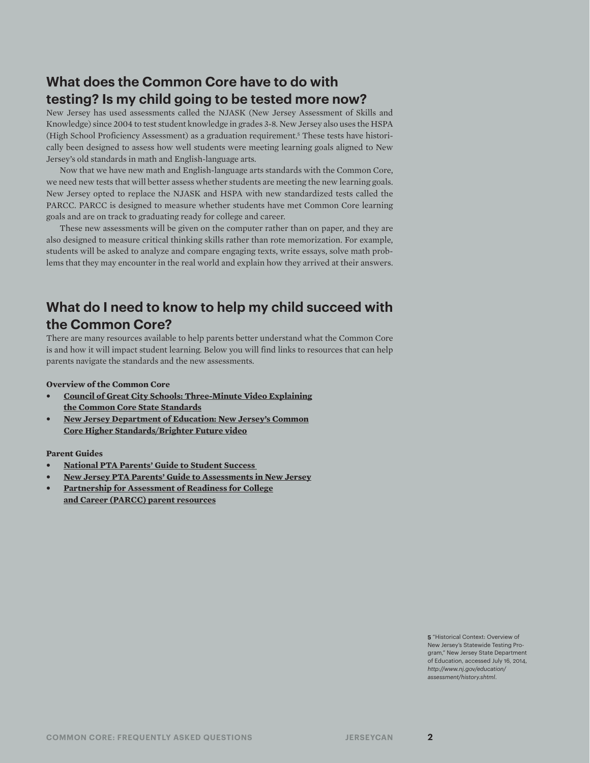## What does the Common Core have to do with testing? Is my child going to be tested more now?

New Jersey has used assessments called the NJASK (New Jersey Assessment of Skills and Knowledge) since 2004 to test student knowledge in grades 3-8. New Jersey also uses the HSPA (High School Proficiency Assessment) as a graduation requirement.[5] These tests have historically been designed to assess how well students were meeting learning goals aligned to New Jersey's old standards in math and English-language arts.

Now that we have new math and English-language arts standards with the Common Core, we need new tests that will better assess whether students are meeting the new learning goals. New Jersey opted to replace the NJASK and HSPA with new standardized tests called the PARCC. PARCC is designed to measure whether students have met Common Core learning goals and are on track to graduating ready for college and career.

These new assessments will be given on the computer rather than on paper, and they are also designed to measure critical thinking skills rather than rote memorization. For example, students will be asked to analyze and compare engaging texts, write essays, solve math problems that they may encounter in the real world and explain how they arrived at their answers.

## What do I need to know to help my child succeed with the Common Core?

There are many resources available to help parents better understand what the Common Core is and how it will impact student learning. Below you will find links to resources that can help parents navigate the standards and the new assessments.

**Overview of the Common Core**

- **Council of Great City Schools: Three-Minute Video Explaining the Common Core State Standards**
- **New Jersey Department of Education: New Jersey's Common Core Higher Standards/Brighter Future video**

**Parent Guides**

- **National PTA Parents' Guide to Student Success**
- **New Jersey PTA Parents' Guide to Assessments in New Jersey**
- **Partnership for Assessment of Readiness for College and Career (PARCC) parent resources**

[5] "Historical Context: Overview of New Jersey's Statewide Testing Program," New Jersey State Department of Education, accessed July 16, 2014, *http://www.nj.gov/education/assessment/history.shtml*.